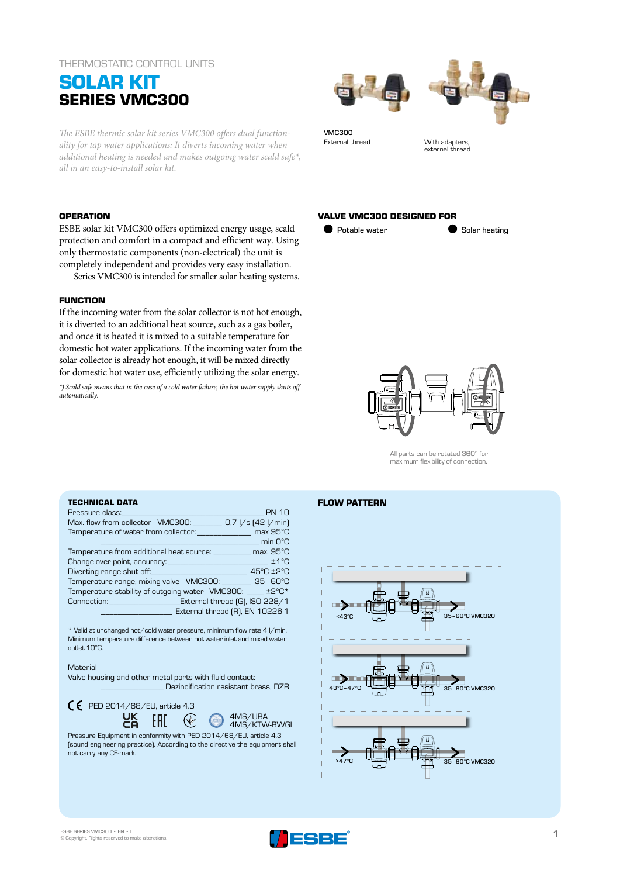THERMOSTATIC CONTROL UNITS

# SOLAR KIT
## SERIES VMC300

*The ESBE thermic solar kit series VMC300 offers dual functionality for tap water applications: It diverts incoming water when additional heating is needed and makes outgoing water scald safe*, all in an easy-to-install solar kit.*

VMC300
External thread

With adapters, external thread

### OPERATION

ESBE solar kit VMC300 offers optimized energy usage, scald protection and comfort in a compact and efficient way. Using only thermostatic components (non-electrical) the unit is completely independent and provides very easy installation.

Series VMC300 is intended for smaller solar heating systems.

### FUNCTION

If the incoming water from the solar collector is not hot enough, it is diverted to an additional heat source, such as a gas boiler, and once it is heated it is mixed to a suitable temperature for domestic hot water applications. If the incoming water from the solar collector is already hot enough, it will be mixed directly for domestic hot water use, efficiently utilizing the solar energy.

*\*) Scald safe means that in the case of a cold water failure, the hot water supply shuts off automatically.*

### VALVE VMC300 DESIGNED FOR

- Potable water
- Solar heating

All parts can be rotated 360° for maximum flexibility of connection.

### TECHNICAL DATA

| | |
|---|---|
| Pressure class: | PN 10 |
| Max. flow from collector- VMC300: | 0,7 l/s (42 l/min) |
| Temperature of water from collector: | max 95°C |
| | min 0°C |
| Temperature from additional heat source: | max. 95°C |
| Change-over point, accuracy: | ±1°C |
| Diverting range shut off: | 45°C ±2°C |
| Temperature range, mixing valve - VMC300: | 35 - 60°C |
| Temperature stability of outgoing water - VMC300: | ±2°C* |
| Connection: | External thread (G), ISO 228/1 |
| | External thread (R), EN 10226-1 |

\* Valid at unchanged hot/cold water pressure, minimum flow rate 4 l/min. Minimum temperature difference between hot water inlet and mixed water outlet 10°C.

Material
Valve housing and other metal parts with fluid contact:
Dezincification resistant brass, DZR

CE PED 2014/68/EU, article 4.3

UKCA EAC 4MS/UBA 4MS/KTW-BWGL

Pressure Equipment in conformity with PED 2014/68/EU, article 4.3 (sound engineering practice). According to the directive the equipment shall not carry any CE-mark.

### FLOW PATTERN

<43°C — 35–60°C VMC320

43°C–47°C — 35–60°C VMC320

>47°C — 35–60°C VMC320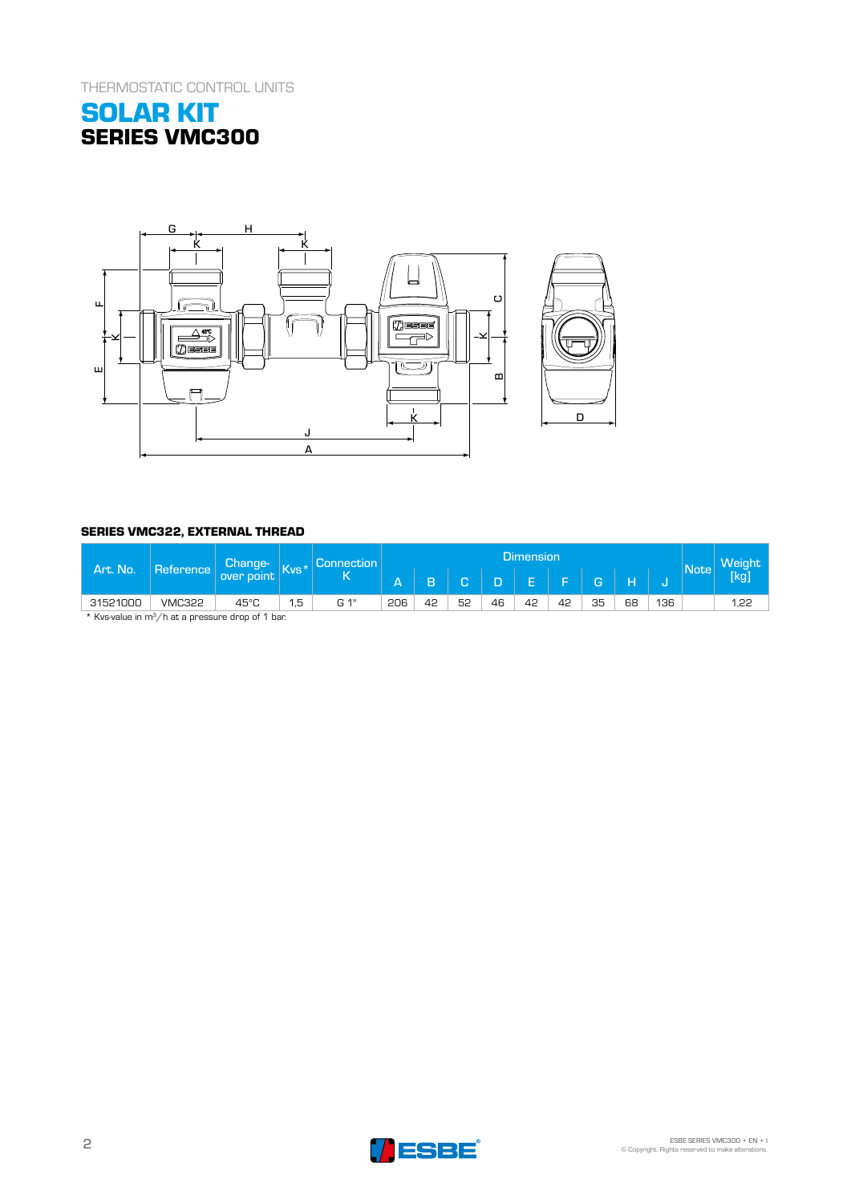THERMOSTATIC CONTROL UNITS

# SOLAR KIT
## SERIES VMC300

### SERIES VMC322, EXTERNAL THREAD

| Art. No. | Reference | Change-over point | Kvs* | Connection K | Dimension | | | | | | | | | Note | Weight [kg] |
|---|---|---|---|---|---|---|---|---|---|---|---|---|---|---|---|
| | | | | | A | B | C | D | E | F | G | H | J | | |
| 31521000 | VMC322 | 45°C | 1,5 | G 1" | 206 | 42 | 52 | 46 | 42 | 42 | 35 | 68 | 136 | | 1,22 |

* Kvs-value in $m^3/h$ at a pressure drop of 1 bar.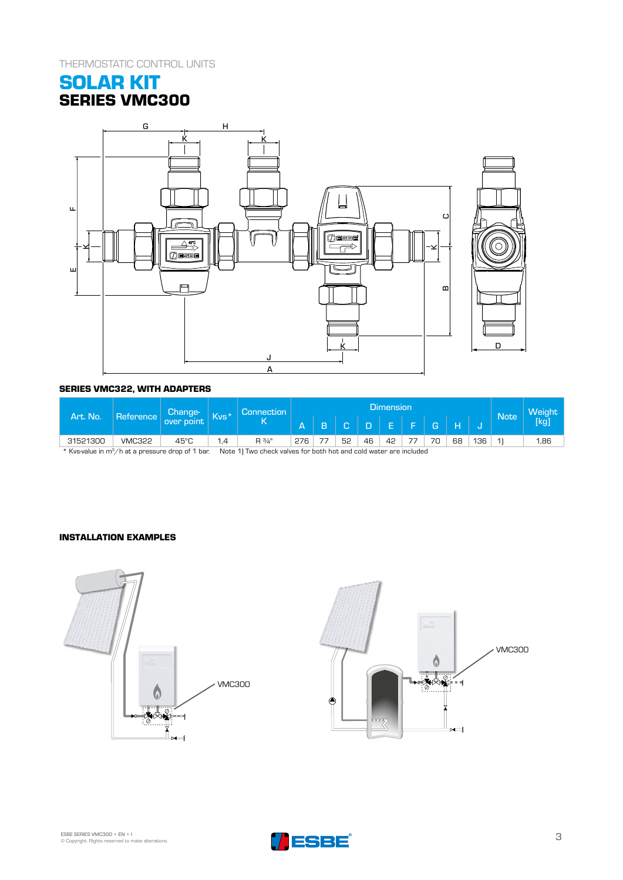THERMOSTATIC CONTROL UNITS

# SOLAR KIT
## SERIES VMC300

### SERIES VMC322, WITH ADAPTERS

| Art. No. | Reference | Change-over point | Kvs* | Connection K | Dimension | | | | | | | | | Note | Weight [kg] |
|---|---|---|---|---|---|---|---|---|---|---|---|---|---|---|---|
| | | | | | A | B | C | D | E | F | G | H | J | | |
| 31521300 | VMC322 | 45°C | 1,4 | R ¾" | 276 | 77 | 52 | 46 | 42 | 77 | 70 | 68 | 136 | 1) | 1,86 |

\* Kvs-value in $m^3/h$ at a pressure drop of 1 bar. Note 1) Two check valves for both hot and cold water are included

### INSTALLATION EXAMPLES

VMC300

VMC300